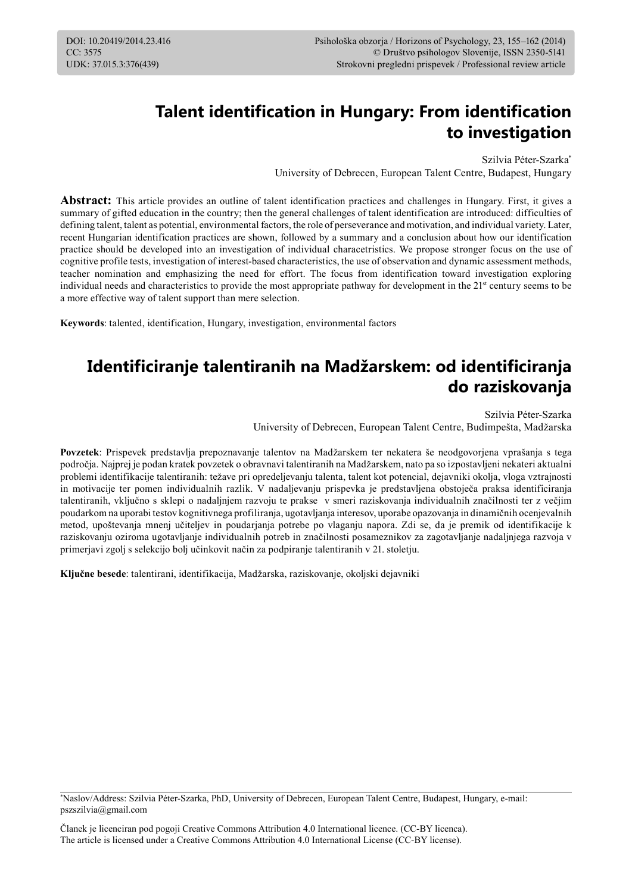DOI: 10.20419/2014.23.416
CC: 3575
UDK: 37.015.3:376(439)

Strokovni pregledni prispevek / Professional review article

# Talent identification in Hungary: From identification to investigation

Szilvia Péter-Szarka*
University of Debrecen, European Talent Centre, Budapest, Hungary

**Abstract:** This article provides an outline of talent identification practices and challenges in Hungary. First, it gives a summary of gifted education in the country; then the general challenges of talent identification are introduced: difficulties of defining talent, talent as potential, environmental factors, the role of perseverance and motivation, and individual variety. Later, recent Hungarian identification practices are shown, followed by a summary and a conclusion about how our identification practice should be developed into an investigation of individual charecetristics. We propose stronger focus on the use of cognitive profile tests, investigation of interest-based characteristics, the use of observation and dynamic assessment methods, teacher nomination and emphasizing the need for effort. The focus from identification toward investigation exploring individual needs and characteristics to provide the most appropriate pathway for development in the 21st century seems to be a more effective way of talent support than mere selection.

**Keywords**: talented, identification, Hungary, investigation, environmental factors

# Identificiranje talentiranih na Madžarskem: od identificiranja do raziskovanja

Szilvia Péter-Szarka
University of Debrecen, European Talent Centre, Budimpešta, Madžarska

**Povzetek**: Prispevek predstavlja prepoznavanje talentov na Madžarskem ter nekatera še neodgovorjena vprašanja s tega področja. Najprej je podan kratek povzetek o obravnavi talentiranih na Madžarskem, nato pa so izpostavljeni nekateri aktualni problemi identifikacije talentiranih: težave pri opredeljevanju talenta, talent kot potencial, dejavniki okolja, vloga vztrajnosti in motivacije ter pomen individualnih razlik. V nadaljevanju prispevka je predstavljena obstoječa praksa identificiranja talentiranih, vključno s sklepi o nadaljnjem razvoju te prakse v smeri raziskovanja individualnih značilnosti ter z večjim poudarkom na uporabi testov kognitivnega profiliranja, ugotavljanja interesov, uporabe opazovanja in dinamičnih ocenjevalnih metod, upoštevanja mnenj učiteljev in poudarjanja potrebe po vlaganju napora. Zdi se, da je premik od identifikacije k raziskovanju oziroma ugotavljanje individualnih potreb in značilnosti posameznikov za zagotavljanje nadaljnjega razvoja v primerjavi zgolj s selekcijo bolj učinkovit način za podpiranje talentiranih v 21. stoletju.

**Ključne besede**: talentirani, identifikacija, Madžarska, raziskovanje, okoljski dejavniki

*Naslov/Address: Szilvia Péter-Szarka, PhD, University of Debrecen, European Talent Centre, Budapest, Hungary, e-mail: pszszilvia@gmail.com

Članek je licenciran pod pogoji Creative Commons Attribution 4.0 International licence. (CC-BY licenca).
The article is licensed under a Creative Commons Attribution 4.0 International License (CC-BY license).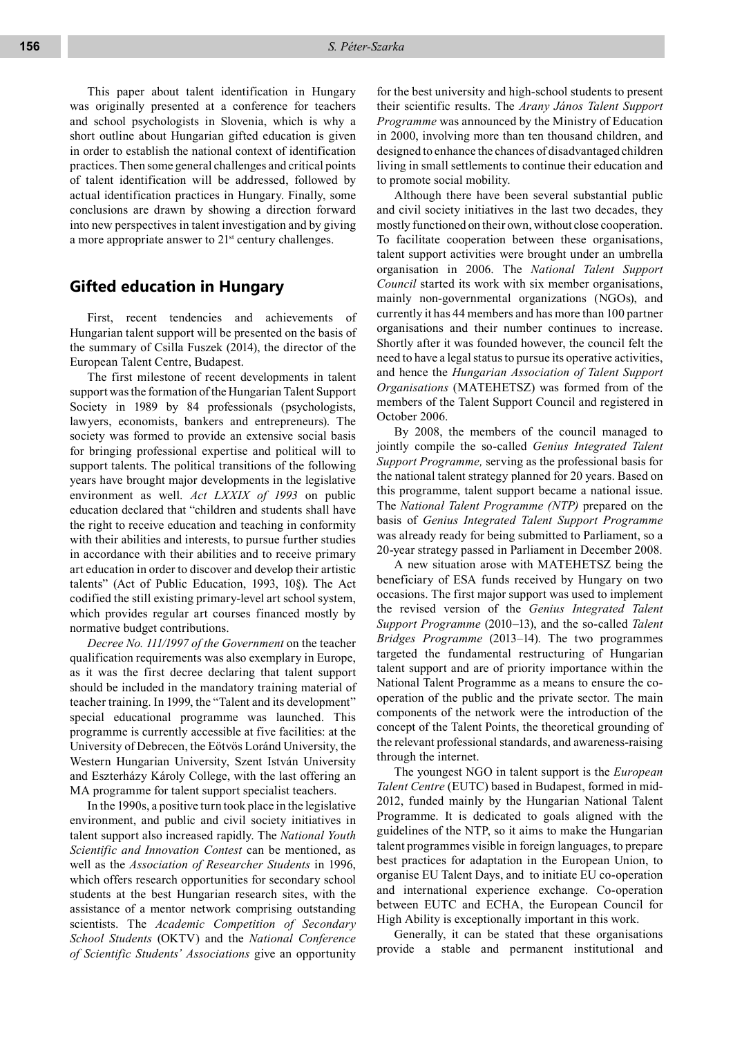This paper about talent identification in Hungary was originally presented at a conference for teachers and school psychologists in Slovenia, which is why a short outline about Hungarian gifted education is given in order to establish the national context of identification practices. Then some general challenges and critical points of talent identification will be addressed, followed by actual identification practices in Hungary. Finally, some conclusions are drawn by showing a direction forward into new perspectives in talent investigation and by giving a more appropriate answer to 21st century challenges.

## Gifted education in Hungary

First, recent tendencies and achievements of Hungarian talent support will be presented on the basis of the summary of Csilla Fuszek (2014), the director of the European Talent Centre, Budapest.

The first milestone of recent developments in talent support was the formation of the Hungarian Talent Support Society in 1989 by 84 professionals (psychologists, lawyers, economists, bankers and entrepreneurs). The society was formed to provide an extensive social basis for bringing professional expertise and political will to support talents. The political transitions of the following years have brought major developments in the legislative environment as well. *Act LXXIX of 1993* on public education declared that "children and students shall have the right to receive education and teaching in conformity with their abilities and interests, to pursue further studies in accordance with their abilities and to receive primary art education in order to discover and develop their artistic talents" (Act of Public Education, 1993, 10§). The Act codified the still existing primary-level art school system, which provides regular art courses financed mostly by normative budget contributions.

*Decree No. 111/1997 of the Government* on the teacher qualification requirements was also exemplary in Europe, as it was the first decree declaring that talent support should be included in the mandatory training material of teacher training. In 1999, the "Talent and its development" special educational programme was launched. This programme is currently accessible at five facilities: at the University of Debrecen, the Eötvös Loránd University, the Western Hungarian University, Szent István University and Eszterházy Károly College, with the last offering an MA programme for talent support specialist teachers.

In the 1990s, a positive turn took place in the legislative environment, and public and civil society initiatives in talent support also increased rapidly. The *National Youth Scientific and Innovation Contest* can be mentioned, as well as the *Association of Researcher Students* in 1996, which offers research opportunities for secondary school students at the best Hungarian research sites, with the assistance of a mentor network comprising outstanding scientists. The *Academic Competition of Secondary School Students* (OKTV) and the *National Conference of Scientific Students' Associations* give an opportunity for the best university and high-school students to present their scientific results. The *Arany János Talent Support Programme* was announced by the Ministry of Education in 2000, involving more than ten thousand children, and designed to enhance the chances of disadvantaged children living in small settlements to continue their education and to promote social mobility.

Although there have been several substantial public and civil society initiatives in the last two decades, they mostly functioned on their own, without close cooperation. To facilitate cooperation between these organisations, talent support activities were brought under an umbrella organisation in 2006. The *National Talent Support Council* started its work with six member organisations, mainly non-governmental organizations (NGOs), and currently it has 44 members and has more than 100 partner organisations and their number continues to increase. Shortly after it was founded however, the council felt the need to have a legal status to pursue its operative activities, and hence the *Hungarian Association of Talent Support Organisations* (MATEHETSZ) was formed from of the members of the Talent Support Council and registered in October 2006.

By 2008, the members of the council managed to jointly compile the so-called *Genius Integrated Talent Support Programme,* serving as the professional basis for the national talent strategy planned for 20 years. Based on this programme, talent support became a national issue. The *National Talent Programme (NTP)* prepared on the basis of *Genius Integrated Talent Support Programme* was already ready for being submitted to Parliament, so a 20-year strategy passed in Parliament in December 2008.

A new situation arose with MATEHETSZ being the beneficiary of ESA funds received by Hungary on two occasions. The first major support was used to implement the revised version of the *Genius Integrated Talent Support Programme* (2010–13), and the so-called *Talent Bridges Programme* (2013–14). The two programmes targeted the fundamental restructuring of Hungarian talent support and are of priority importance within the National Talent Programme as a means to ensure the co-operation of the public and the private sector. The main components of the network were the introduction of the concept of the Talent Points, the theoretical grounding of the relevant professional standards, and awareness-raising through the internet.

The youngest NGO in talent support is the *European Talent Centre* (EUTC) based in Budapest, formed in mid-2012, funded mainly by the Hungarian National Talent Programme. It is dedicated to goals aligned with the guidelines of the NTP, so it aims to make the Hungarian talent programmes visible in foreign languages, to prepare best practices for adaptation in the European Union, to organise EU Talent Days, and to initiate EU co-operation and international experience exchange. Co-operation between EUTC and ECHA, the European Council for High Ability is exceptionally important in this work.

Generally, it can be stated that these organisations provide a stable and permanent institutional and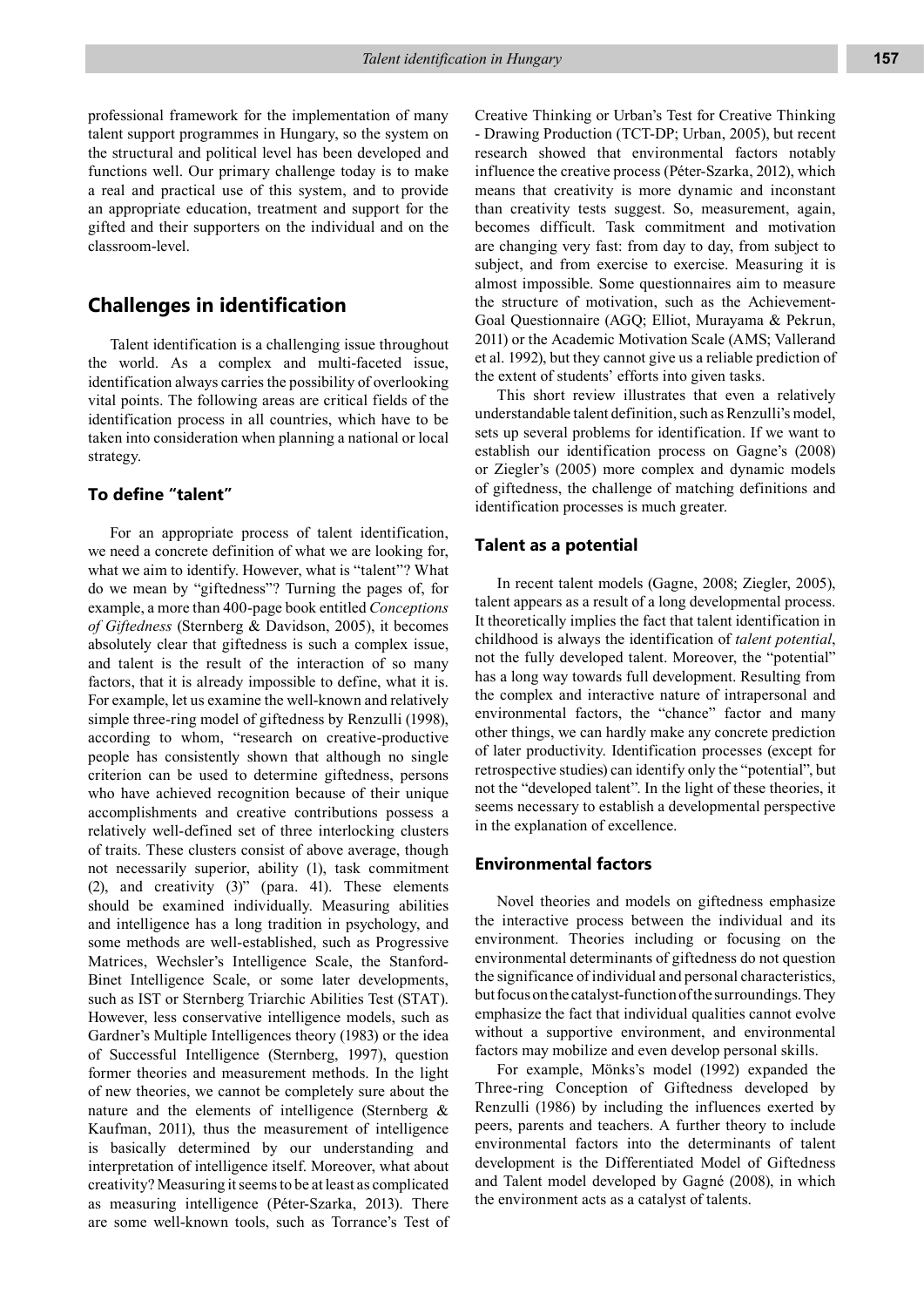professional framework for the implementation of many talent support programmes in Hungary, so the system on the structural and political level has been developed and functions well. Our primary challenge today is to make a real and practical use of this system, and to provide an appropriate education, treatment and support for the gifted and their supporters on the individual and on the classroom-level.

## Challenges in identification

Talent identification is a challenging issue throughout the world. As a complex and multi-faceted issue, identification always carries the possibility of overlooking vital points. The following areas are critical fields of the identification process in all countries, which have to be taken into consideration when planning a national or local strategy.

### To define "talent"

For an appropriate process of talent identification, we need a concrete definition of what we are looking for, what we aim to identify. However, what is "talent"? What do we mean by "giftedness"? Turning the pages of, for example, a more than 400-page book entitled *Conceptions of Giftedness* (Sternberg & Davidson, 2005), it becomes absolutely clear that giftedness is such a complex issue, and talent is the result of the interaction of so many factors, that it is already impossible to define, what it is. For example, let us examine the well-known and relatively simple three-ring model of giftedness by Renzulli (1998), according to whom, "research on creative-productive people has consistently shown that although no single criterion can be used to determine giftedness, persons who have achieved recognition because of their unique accomplishments and creative contributions possess a relatively well-defined set of three interlocking clusters of traits. These clusters consist of above average, though not necessarily superior, ability (1), task commitment (2), and creativity (3)" (para. 41). These elements should be examined individually. Measuring abilities and intelligence has a long tradition in psychology, and some methods are well-established, such as Progressive Matrices, Wechsler's Intelligence Scale, the Stanford-Binet Intelligence Scale, or some later developments, such as IST or Sternberg Triarchic Abilities Test (STAT). However, less conservative intelligence models, such as Gardner's Multiple Intelligences theory (1983) or the idea of Successful Intelligence (Sternberg, 1997), question former theories and measurement methods. In the light of new theories, we cannot be completely sure about the nature and the elements of intelligence (Sternberg & Kaufman, 2011), thus the measurement of intelligence is basically determined by our understanding and interpretation of intelligence itself. Moreover, what about creativity? Measuring it seems to be at least as complicated as measuring intelligence (Péter-Szarka, 2013). There are some well-known tools, such as Torrance's Test of Creative Thinking or Urban's Test for Creative Thinking - Drawing Production (TCT-DP; Urban, 2005), but recent research showed that environmental factors notably influence the creative process (Péter-Szarka, 2012), which means that creativity is more dynamic and inconstant than creativity tests suggest. So, measurement, again, becomes difficult. Task commitment and motivation are changing very fast: from day to day, from subject to subject, and from exercise to exercise. Measuring it is almost impossible. Some questionnaires aim to measure the structure of motivation, such as the Achievement-Goal Questionnaire (AGQ; Elliot, Murayama & Pekrun, 2011) or the Academic Motivation Scale (AMS; Vallerand et al. 1992), but they cannot give us a reliable prediction of the extent of students' efforts into given tasks.

This short review illustrates that even a relatively understandable talent definition, such as Renzulli's model, sets up several problems for identification. If we want to establish our identification process on Gagne's (2008) or Ziegler's (2005) more complex and dynamic models of giftedness, the challenge of matching definitions and identification processes is much greater.

### Talent as a potential

In recent talent models (Gagne, 2008; Ziegler, 2005), talent appears as a result of a long developmental process. It theoretically implies the fact that talent identification in childhood is always the identification of *talent potential*, not the fully developed talent. Moreover, the "potential" has a long way towards full development. Resulting from the complex and interactive nature of intrapersonal and environmental factors, the "chance" factor and many other things, we can hardly make any concrete prediction of later productivity. Identification processes (except for retrospective studies) can identify only the "potential", but not the "developed talent". In the light of these theories, it seems necessary to establish a developmental perspective in the explanation of excellence.

### Environmental factors

Novel theories and models on giftedness emphasize the interactive process between the individual and its environment. Theories including or focusing on the environmental determinants of giftedness do not question the significance of individual and personal characteristics, but focus on the catalyst-function of the surroundings. They emphasize the fact that individual qualities cannot evolve without a supportive environment, and environmental factors may mobilize and even develop personal skills.

For example, Mönks's model (1992) expanded the Three-ring Conception of Giftedness developed by Renzulli (1986) by including the influences exerted by peers, parents and teachers. A further theory to include environmental factors into the determinants of talent development is the Differentiated Model of Giftedness and Talent model developed by Gagné (2008), in which the environment acts as a catalyst of talents.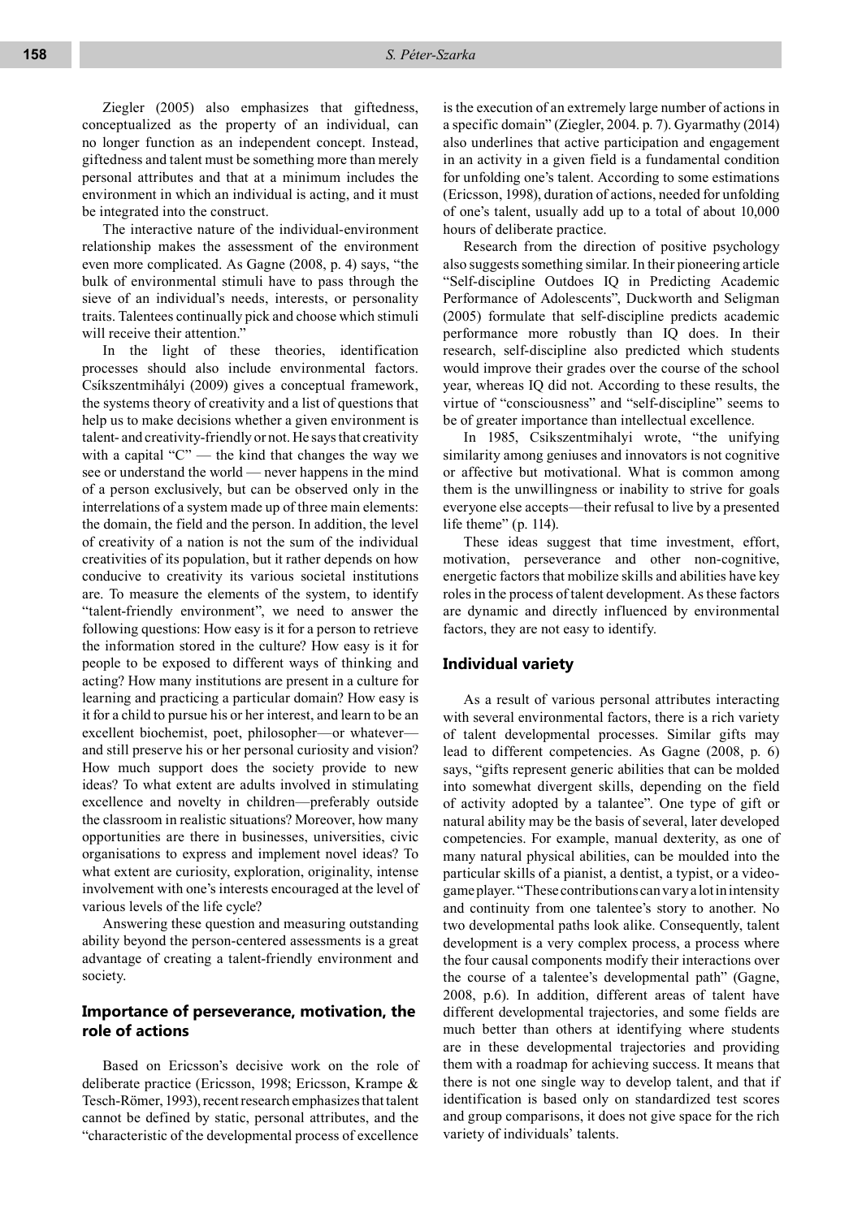Ziegler (2005) also emphasizes that giftedness, conceptualized as the property of an individual, can no longer function as an independent concept. Instead, giftedness and talent must be something more than merely personal attributes and that at a minimum includes the environment in which an individual is acting, and it must be integrated into the construct.

The interactive nature of the individual-environment relationship makes the assessment of the environment even more complicated. As Gagne (2008, p. 4) says, "the bulk of environmental stimuli have to pass through the sieve of an individual's needs, interests, or personality traits. Talentees continually pick and choose which stimuli will receive their attention."

In the light of these theories, identification processes should also include environmental factors. Csíkszentmihályi (2009) gives a conceptual framework, the systems theory of creativity and a list of questions that help us to make decisions whether a given environment is talent- and creativity-friendly or not. He says that creativity with a capital "C" — the kind that changes the way we see or understand the world — never happens in the mind of a person exclusively, but can be observed only in the interrelations of a system made up of three main elements: the domain, the field and the person. In addition, the level of creativity of a nation is not the sum of the individual creativities of its population, but it rather depends on how conducive to creativity its various societal institutions are. To measure the elements of the system, to identify "talent-friendly environment", we need to answer the following questions: How easy is it for a person to retrieve the information stored in the culture? How easy is it for people to be exposed to different ways of thinking and acting? How many institutions are present in a culture for learning and practicing a particular domain? How easy is it for a child to pursue his or her interest, and learn to be an excellent biochemist, poet, philosopher—or whatever—and still preserve his or her personal curiosity and vision? How much support does the society provide to new ideas? To what extent are adults involved in stimulating excellence and novelty in children—preferably outside the classroom in realistic situations? Moreover, how many opportunities are there in businesses, universities, civic organisations to express and implement novel ideas? To what extent are curiosity, exploration, originality, intense involvement with one's interests encouraged at the level of various levels of the life cycle?

Answering these question and measuring outstanding ability beyond the person-centered assessments is a great advantage of creating a talent-friendly environment and society.

## Importance of perseverance, motivation, the role of actions

Based on Ericsson's decisive work on the role of deliberate practice (Ericsson, 1998; Ericsson, Krampe & Tesch-Römer, 1993), recent research emphasizes that talent cannot be defined by static, personal attributes, and the "characteristic of the developmental process of excellence is the execution of an extremely large number of actions in a specific domain" (Ziegler, 2004. p. 7). Gyarmathy (2014) also underlines that active participation and engagement in an activity in a given field is a fundamental condition for unfolding one's talent. According to some estimations (Ericsson, 1998), duration of actions, needed for unfolding of one's talent, usually add up to a total of about 10,000 hours of deliberate practice.

Research from the direction of positive psychology also suggests something similar. In their pioneering article "Self-discipline Outdoes IQ in Predicting Academic Performance of Adolescents", Duckworth and Seligman (2005) formulate that self-discipline predicts academic performance more robustly than IQ does. In their research, self-discipline also predicted which students would improve their grades over the course of the school year, whereas IQ did not. According to these results, the virtue of "consciousness" and "self-discipline" seems to be of greater importance than intellectual excellence.

In 1985, Csikszentmihalyi wrote, "the unifying similarity among geniuses and innovators is not cognitive or affective but motivational. What is common among them is the unwillingness or inability to strive for goals everyone else accepts—their refusal to live by a presented life theme" (p. 114).

These ideas suggest that time investment, effort, motivation, perseverance and other non-cognitive, energetic factors that mobilize skills and abilities have key roles in the process of talent development. As these factors are dynamic and directly influenced by environmental factors, they are not easy to identify.

## Individual variety

As a result of various personal attributes interacting with several environmental factors, there is a rich variety of talent developmental processes. Similar gifts may lead to different competencies. As Gagne (2008, p. 6) says, "gifts represent generic abilities that can be molded into somewhat divergent skills, depending on the field of activity adopted by a talantee". One type of gift or natural ability may be the basis of several, later developed competencies. For example, manual dexterity, as one of many natural physical abilities, can be moulded into the particular skills of a pianist, a dentist, a typist, or a video-game player. "These contributions can vary a lot in intensity and continuity from one talentee's story to another. No two developmental paths look alike. Consequently, talent development is a very complex process, a process where the four causal components modify their interactions over the course of a talentee's developmental path" (Gagne, 2008, p.6). In addition, different areas of talent have different developmental trajectories, and some fields are much better than others at identifying where students are in these developmental trajectories and providing them with a roadmap for achieving success. It means that there is not one single way to develop talent, and that if identification is based only on standardized test scores and group comparisons, it does not give space for the rich variety of individuals' talents.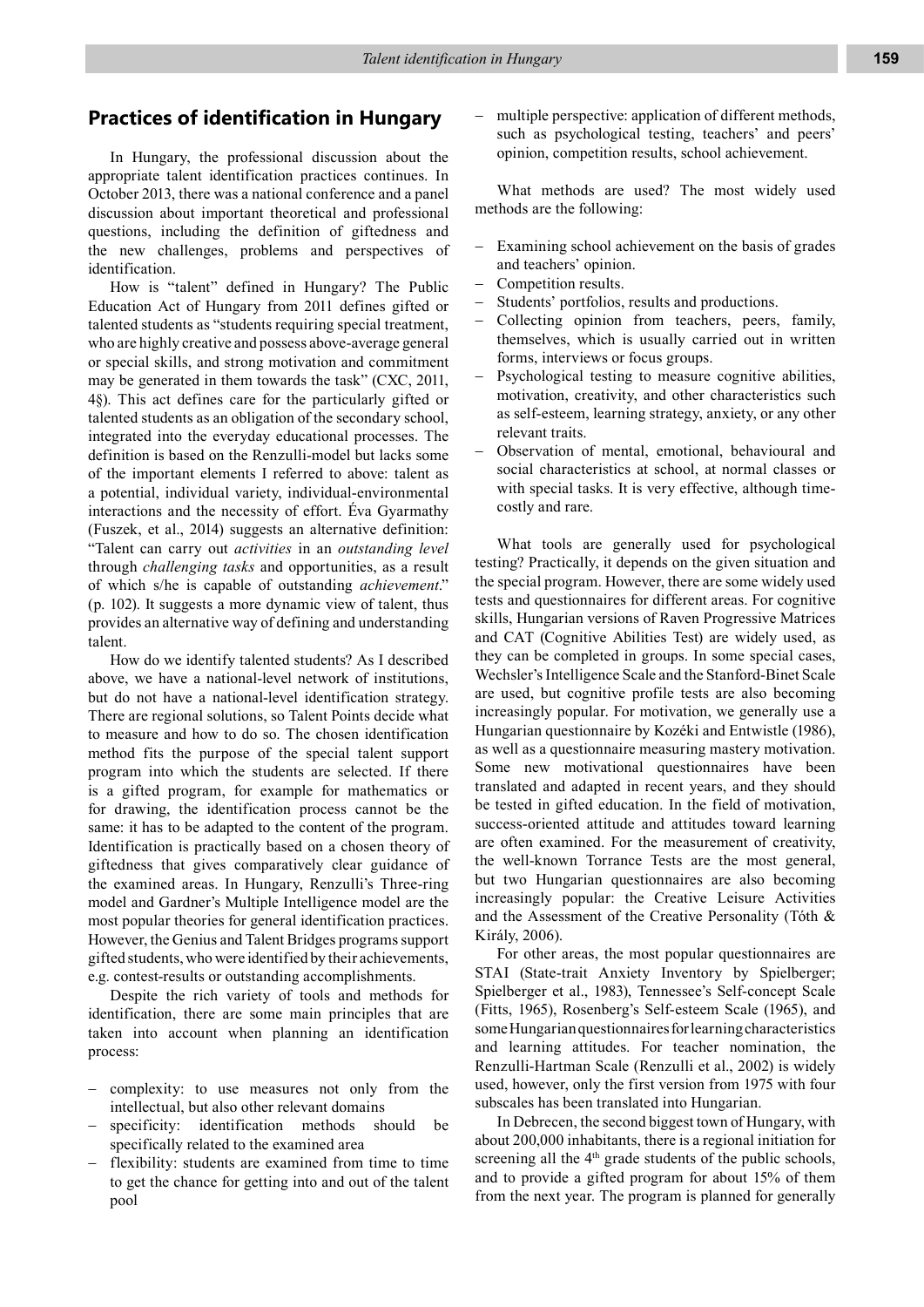## Practices of identification in Hungary

In Hungary, the professional discussion about the appropriate talent identification practices continues. In October 2013, there was a national conference and a panel discussion about important theoretical and professional questions, including the definition of giftedness and the new challenges, problems and perspectives of identification.

How is "talent" defined in Hungary? The Public Education Act of Hungary from 2011 defines gifted or talented students as "students requiring special treatment, who are highly creative and possess above-average general or special skills, and strong motivation and commitment may be generated in them towards the task" (CXC, 2011, 4§). This act defines care for the particularly gifted or talented students as an obligation of the secondary school, integrated into the everyday educational processes. The definition is based on the Renzulli-model but lacks some of the important elements I referred to above: talent as a potential, individual variety, individual-environmental interactions and the necessity of effort. Éva Gyarmathy (Fuszek, et al., 2014) suggests an alternative definition: "Talent can carry out *activities* in an *outstanding level* through *challenging tasks* and opportunities, as a result of which s/he is capable of outstanding *achievement*." (p. 102). It suggests a more dynamic view of talent, thus provides an alternative way of defining and understanding talent.

How do we identify talented students? As I described above, we have a national-level network of institutions, but do not have a national-level identification strategy. There are regional solutions, so Talent Points decide what to measure and how to do so. The chosen identification method fits the purpose of the special talent support program into which the students are selected. If there is a gifted program, for example for mathematics or for drawing, the identification process cannot be the same: it has to be adapted to the content of the program. Identification is practically based on a chosen theory of giftedness that gives comparatively clear guidance of the examined areas. In Hungary, Renzulli's Three-ring model and Gardner's Multiple Intelligence model are the most popular theories for general identification practices. However, the Genius and Talent Bridges programs support gifted students, who were identified by their achievements, e.g. contest-results or outstanding accomplishments.

Despite the rich variety of tools and methods for identification, there are some main principles that are taken into account when planning an identification process:

- complexity: to use measures not only from the intellectual, but also other relevant domains
- specificity: identification methods should be specifically related to the examined area
- flexibility: students are examined from time to time to get the chance for getting into and out of the talent pool
- multiple perspective: application of different methods, such as psychological testing, teachers' and peers' opinion, competition results, school achievement.

What methods are used? The most widely used methods are the following:

- Examining school achievement on the basis of grades and teachers' opinion.
- Competition results.
- Students' portfolios, results and productions.
- Collecting opinion from teachers, peers, family, themselves, which is usually carried out in written forms, interviews or focus groups.
- Psychological testing to measure cognitive abilities, motivation, creativity, and other characteristics such as self-esteem, learning strategy, anxiety, or any other relevant traits.
- Observation of mental, emotional, behavioural and social characteristics at school, at normal classes or with special tasks. It is very effective, although time-costly and rare.

What tools are generally used for psychological testing? Practically, it depends on the given situation and the special program. However, there are some widely used tests and questionnaires for different areas. For cognitive skills, Hungarian versions of Raven Progressive Matrices and CAT (Cognitive Abilities Test) are widely used, as they can be completed in groups. In some special cases, Wechsler's Intelligence Scale and the Stanford-Binet Scale are used, but cognitive profile tests are also becoming increasingly popular. For motivation, we generally use a Hungarian questionnaire by Kozéki and Entwistle (1986), as well as a questionnaire measuring mastery motivation. Some new motivational questionnaires have been translated and adapted in recent years, and they should be tested in gifted education. In the field of motivation, success-oriented attitude and attitudes toward learning are often examined. For the measurement of creativity, the well-known Torrance Tests are the most general, but two Hungarian questionnaires are also becoming increasingly popular: the Creative Leisure Activities and the Assessment of the Creative Personality (Tóth & Király, 2006).

For other areas, the most popular questionnaires are STAI (State-trait Anxiety Inventory by Spielberger; Spielberger et al., 1983), Tennessee's Self-concept Scale (Fitts, 1965), Rosenberg's Self-esteem Scale (1965), and some Hungarian questionnaires for learning characteristics and learning attitudes. For teacher nomination, the Renzulli-Hartman Scale (Renzulli et al., 2002) is widely used, however, only the first version from 1975 with four subscales has been translated into Hungarian.

In Debrecen, the second biggest town of Hungary, with about 200,000 inhabitants, there is a regional initiation for screening all the 4th grade students of the public schools, and to provide a gifted program for about 15% of them from the next year. The program is planned for generally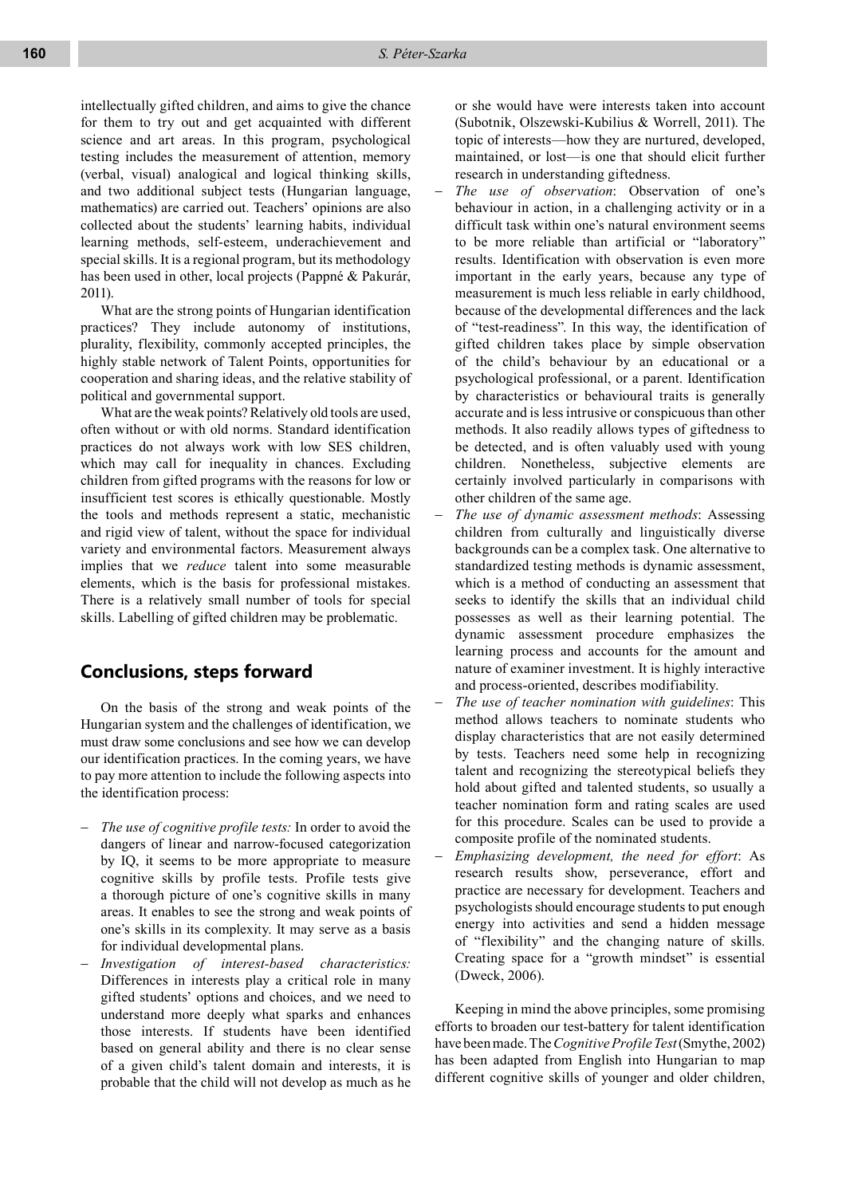intellectually gifted children, and aims to give the chance for them to try out and get acquainted with different science and art areas. In this program, psychological testing includes the measurement of attention, memory (verbal, visual) analogical and logical thinking skills, and two additional subject tests (Hungarian language, mathematics) are carried out. Teachers' opinions are also collected about the students' learning habits, individual learning methods, self-esteem, underachievement and special skills. It is a regional program, but its methodology has been used in other, local projects (Pappné & Pakurár, 2011).

What are the strong points of Hungarian identification practices? They include autonomy of institutions, plurality, flexibility, commonly accepted principles, the highly stable network of Talent Points, opportunities for cooperation and sharing ideas, and the relative stability of political and governmental support.

What are the weak points? Relatively old tools are used, often without or with old norms. Standard identification practices do not always work with low SES children, which may call for inequality in chances. Excluding children from gifted programs with the reasons for low or insufficient test scores is ethically questionable. Mostly the tools and methods represent a static, mechanistic and rigid view of talent, without the space for individual variety and environmental factors. Measurement always implies that we *reduce* talent into some measurable elements, which is the basis for professional mistakes. There is a relatively small number of tools for special skills. Labelling of gifted children may be problematic.

## Conclusions, steps forward

On the basis of the strong and weak points of the Hungarian system and the challenges of identification, we must draw some conclusions and see how we can develop our identification practices. In the coming years, we have to pay more attention to include the following aspects into the identification process:

- *The use of cognitive profile tests:* In order to avoid the dangers of linear and narrow-focused categorization by IQ, it seems to be more appropriate to measure cognitive skills by profile tests. Profile tests give a thorough picture of one's cognitive skills in many areas. It enables to see the strong and weak points of one's skills in its complexity. It may serve as a basis for individual developmental plans.
- *Investigation of interest-based characteristics:* Differences in interests play a critical role in many gifted students' options and choices, and we need to understand more deeply what sparks and enhances those interests. If students have been identified based on general ability and there is no clear sense of a given child's talent domain and interests, it is probable that the child will not develop as much as he or she would have were interests taken into account (Subotnik, Olszewski-Kubilius & Worrell, 2011). The topic of interests—how they are nurtured, developed, maintained, or lost—is one that should elicit further research in understanding giftedness.
- *The use of observation*: Observation of one's behaviour in action, in a challenging activity or in a difficult task within one's natural environment seems to be more reliable than artificial or "laboratory" results. Identification with observation is even more important in the early years, because any type of measurement is much less reliable in early childhood, because of the developmental differences and the lack of "test-readiness". In this way, the identification of gifted children takes place by simple observation of the child's behaviour by an educational or a psychological professional, or a parent. Identification by characteristics or behavioural traits is generally accurate and is less intrusive or conspicuous than other methods. It also readily allows types of giftedness to be detected, and is often valuably used with young children. Nonetheless, subjective elements are certainly involved particularly in comparisons with other children of the same age.
- *The use of dynamic assessment methods*: Assessing children from culturally and linguistically diverse backgrounds can be a complex task. One alternative to standardized testing methods is dynamic assessment, which is a method of conducting an assessment that seeks to identify the skills that an individual child possesses as well as their learning potential. The dynamic assessment procedure emphasizes the learning process and accounts for the amount and nature of examiner investment. It is highly interactive and process-oriented, describes modifiability.
- *The use of teacher nomination with guidelines*: This method allows teachers to nominate students who display characteristics that are not easily determined by tests. Teachers need some help in recognizing talent and recognizing the stereotypical beliefs they hold about gifted and talented students, so usually a teacher nomination form and rating scales are used for this procedure. Scales can be used to provide a composite profile of the nominated students.
- *Emphasizing development, the need for effort*: As research results show, perseverance, effort and practice are necessary for development. Teachers and psychologists should encourage students to put enough energy into activities and send a hidden message of "flexibility" and the changing nature of skills. Creating space for a "growth mindset" is essential (Dweck, 2006).

Keeping in mind the above principles, some promising efforts to broaden our test-battery for talent identification have been made. The *Cognitive Profile Test* (Smythe, 2002) has been adapted from English into Hungarian to map different cognitive skills of younger and older children,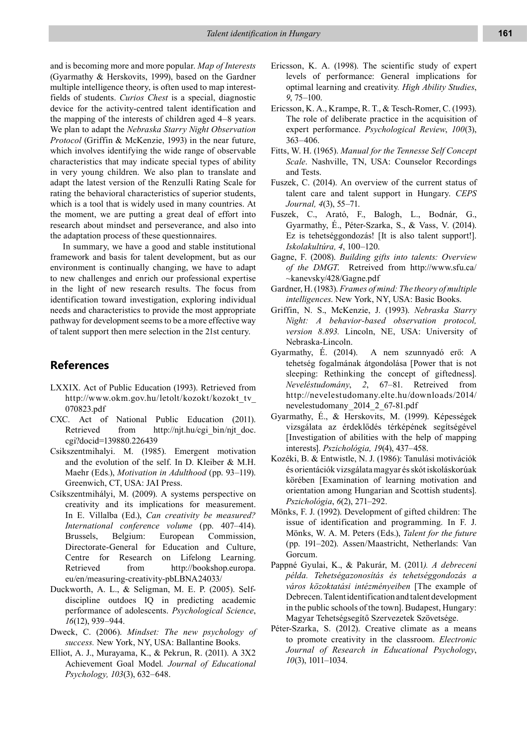and is becoming more and more popular. *Map of Interests* (Gyarmathy & Herskovits, 1999), based on the Gardner multiple intelligence theory, is often used to map interest-fields of students. *Curios Chest* is a special, diagnostic device for the activity-centred talent identification and the mapping of the interests of children aged 4–8 years. We plan to adapt the *Nebraska Starry Night Observation Protocol* (Griffin & McKenzie, 1993) in the near future, which involves identifying the wide range of observable characteristics that may indicate special types of ability in very young children. We also plan to translate and adapt the latest version of the Renzulli Rating Scale for rating the behavioral characteristics of superior students, which is a tool that is widely used in many countries. At the moment, we are putting a great deal of effort into research about mindset and perseverance, and also into the adaptation process of these questionnaires.

In summary, we have a good and stable institutional framework and basis for talent development, but as our environment is continually changing, we have to adapt to new challenges and enrich our professional expertise in the light of new research results. The focus from identification toward investigation, exploring individual needs and characteristics to provide the most appropriate pathway for development seems to be a more effective way of talent support then mere selection in the 21st century.

## References

LXXIX. Act of Public Education (1993). Retrieved from http://www.okm.gov.hu/letolt/kozokt/kozokt_tv_070823.pdf

CXC. Act of National Public Education (2011). Retrieved from http://njt.hu/cgi_bin/njt_doc.cgi?docid=139880.226439

Csikszentmihalyi. M. (1985). Emergent motivation and the evolution of the self. In D. Kleiber & M.H. Maehr (Eds.), *Motivation in Adulthood* (pp. 93–119). Greenwich, CT, USA: JAI Press.

Csíkszentmihályi, M. (2009). A systems perspective on creativity and its implications for measurement. In E. Villalba (Ed.), *Can creativity be measured? International conference volume* (pp. 407–414). Brussels, Belgium: European Commission, Directorate-General for Education and Culture, Centre for Research on Lifelong Learning. Retrieved from http://bookshop.europa.eu/en/measuring-creativity-pbLBNA24033/

Duckworth, A. L., & Seligman, M. E. P. (2005). Self-discipline outdoes IQ in predicting academic performance of adolescents. *Psychological Science*, *16*(12), 939–944.

Dweck, C. (2006). *Mindset: The new psychology of success.* New York, NY, USA: Ballantine Books.

Elliot, A. J., Murayama, K., & Pekrun, R. (2011). A 3X2 Achievement Goal Model*. Journal of Educational Psychology, 103*(3), 632–648.

Ericsson, K. A. (1998). The scientific study of expert levels of performance: General implications for optimal learning and creativity. *High Ability Studies*, *9*, 75–100.

Ericsson, K. A., Krampe, R. T., & Tesch-Romer, C. (1993). The role of deliberate practice in the acquisition of expert performance. *Psychological Review*, *100*(3), 363–406.

Fitts, W. H. (1965). *Manual for the Tennesse Self Concept Scale*. Nashville, TN, USA: Counselor Recordings and Tests.

Fuszek, C. (2014). An overview of the current status of talent care and talent support in Hungary. *CEPS Journal, 4*(3), 55–71.

Fuszek, C., Arató, F., Balogh, L., Bodnár, G., Gyarmathy, É., Péter-Szarka, S., & Vass, V. (2014). Ez is tehetséggondozás! [It is also talent support!]. *Iskolakultúra, 4*, 100–120.

Gagne, F. (2008). *Building gifts into talents: Overview of the DMGT*. Retreived from http://www.sfu.ca/~kanevsky/428/Gagne.pdf

Gardner, H. (1983). *Frames of mind: The theory of multiple intelligences*. New York, NY, USA: Basic Books.

Griffin, N. S., McKenzie, J. (1993). *Nebraska Starry Night: A behavior-based observation protocol, version 8.893.* Lincoln, NE, USA: University of Nebraska-Lincoln.

Gyarmathy, É. (2014). A nem szunnyadó erő: A tehetség fogalmának átgondolása [Power that is not sleeping: Rethinking the concept of giftedness]. *Neveléstudomány*, *2*, 67–81. Retreived from http://nevelestudomany.elte.hu/downloads/2014/nevelestudomany_2014_2_67-81.pdf

Gyarmathy, É., & Herskovits, M. (1999). Képességek vizsgálata az érdeklődés térképének segítségével [Investigation of abilities with the help of mapping interests]. *Pszichológia, 19*(4), 437–458.

Kozéki, B. & Entwistle, N. J. (1986): Tanulási motivációk és orientációk vizsgálata magyar és skót iskoláskorúak körében [Examination of learning motivation and orientation among Hungarian and Scottish students]. *Pszichológia*, *6*(2), 271–292.

Mönks, F. J. (1992). Development of gifted children: The issue of identification and programming. In F. J. Mönks, W. A. M. Peters (Eds.), *Talent for the future* (pp. 191–202). Assen/Maastricht, Netherlands: Van Gorcum.

Pappné Gyulai, K., & Pakurár, M. (2011*). A debreceni példa. Tehetségazonosítás és tehetséggondozás a város közoktatási intézményeiben* [The example of Debrecen. Talent identification and talent development in the public schools of the town]. Budapest, Hungary: Magyar Tehetségsegítő Szervezetek Szövetsége.

Péter-Szarka, S. (2012). Creative climate as a means to promote creativity in the classroom. *Electronic Journal of Research in Educational Psychology*, *10*(3), 1011–1034.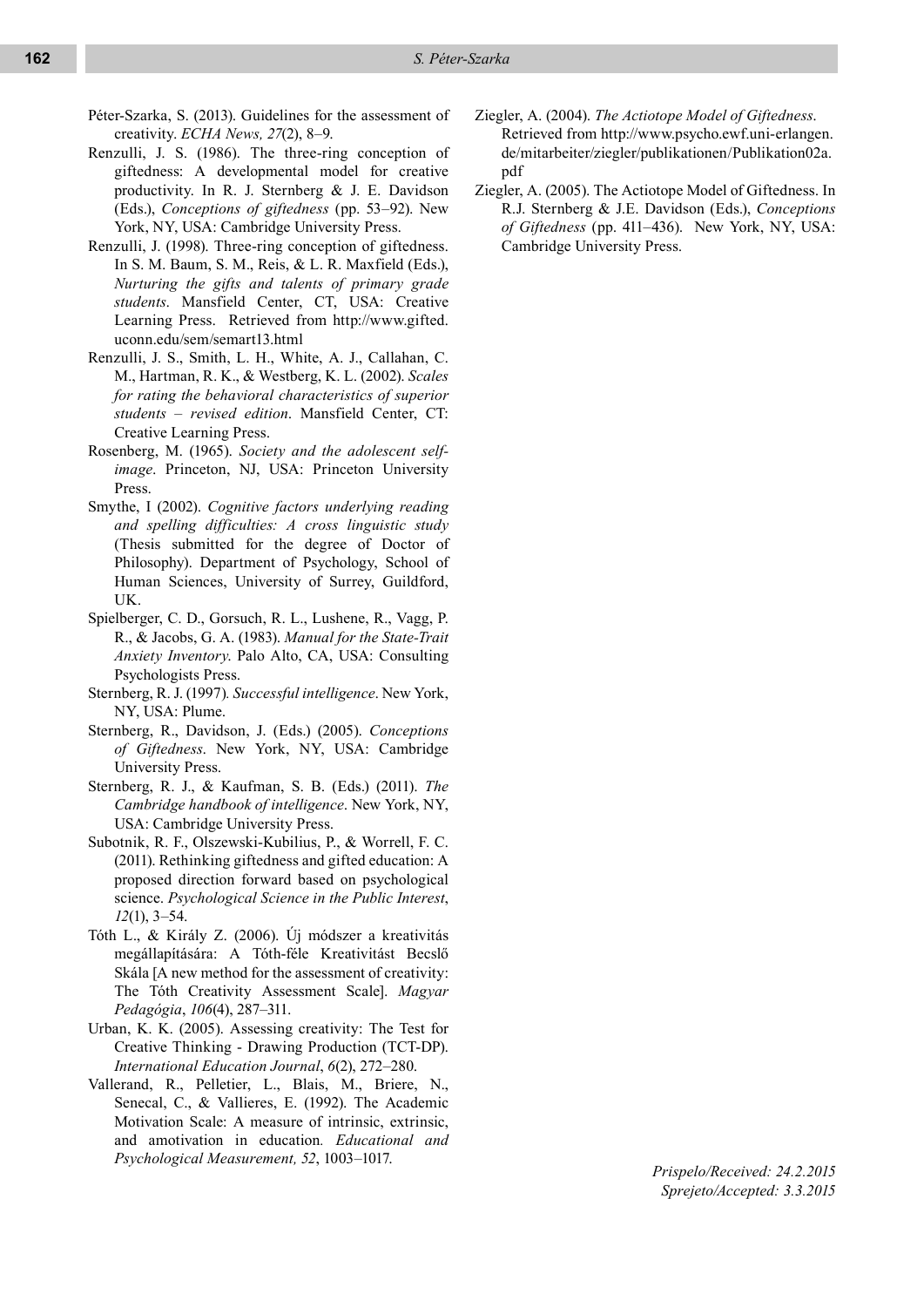Péter-Szarka, S. (2013). Guidelines for the assessment of creativity. *ECHA News, 27*(2), 8–9.

Renzulli, J. S. (1986). The three-ring conception of giftedness: A developmental model for creative productivity. In R. J. Sternberg & J. E. Davidson (Eds.), *Conceptions of giftedness* (pp. 53–92). New York, NY, USA: Cambridge University Press.

Renzulli, J. (1998). Three-ring conception of giftedness. In S. M. Baum, S. M., Reis, & L. R. Maxfield (Eds.), *Nurturing the gifts and talents of primary grade students*. Mansfield Center, CT, USA: Creative Learning Press. Retrieved from http://www.gifted.uconn.edu/sem/semart13.html

Renzulli, J. S., Smith, L. H., White, A. J., Callahan, C. M., Hartman, R. K., & Westberg, K. L. (2002). *Scales for rating the behavioral characteristics of superior students – revised edition*. Mansfield Center, CT: Creative Learning Press.

Rosenberg, M. (1965). *Society and the adolescent self-image*. Princeton, NJ, USA: Princeton University Press.

Smythe, I (2002). *Cognitive factors underlying reading and spelling difficulties: A cross linguistic study* (Thesis submitted for the degree of Doctor of Philosophy). Department of Psychology, School of Human Sciences, University of Surrey, Guildford, UK.

Spielberger, C. D., Gorsuch, R. L., Lushene, R., Vagg, P. R., & Jacobs, G. A. (1983). *Manual for the State-Trait Anxiety Inventory*. Palo Alto, CA, USA: Consulting Psychologists Press.

Sternberg, R. J. (1997). *Successful intelligence*. New York, NY, USA: Plume.

Sternberg, R., Davidson, J. (Eds.) (2005). *Conceptions of Giftedness*. New York, NY, USA: Cambridge University Press.

Sternberg, R. J., & Kaufman, S. B. (Eds.) (2011). *The Cambridge handbook of intelligence*. New York, NY, USA: Cambridge University Press.

Subotnik, R. F., Olszewski-Kubilius, P., & Worrell, F. C. (2011). Rethinking giftedness and gifted education: A proposed direction forward based on psychological science. *Psychological Science in the Public Interest*, *12*(1), 3–54.

Tóth L., & Király Z. (2006). Új módszer a kreativitás megállapítására: A Tóth-féle Kreativitást Becslő Skála [A new method for the assessment of creativity: The Tóth Creativity Assessment Scale]. *Magyar Pedagógia*, *106*(4), 287–311.

Urban, K. K. (2005). Assessing creativity: The Test for Creative Thinking - Drawing Production (TCT-DP). *International Education Journal*, *6*(2), 272–280.

Vallerand, R., Pelletier, L., Blais, M., Briere, N., Senecal, C., & Vallieres, E. (1992). The Academic Motivation Scale: A measure of intrinsic, extrinsic, and amotivation in education. *Educational and Psychological Measurement, 52*, 1003–1017.

Ziegler, A. (2004). *The Actiotope Model of Giftedness*. Retrieved from http://www.psycho.ewf.uni-erlangen.de/mitarbeiter/ziegler/publikationen/Publikation02a.pdf

Ziegler, A. (2005). The Actiotope Model of Giftedness. In R.J. Sternberg & J.E. Davidson (Eds.), *Conceptions of Giftedness* (pp. 411–436). New York, NY, USA: Cambridge University Press.

*Prispelo/Received: 24.2.2015*
*Sprejeto/Accepted: 3.3.2015*